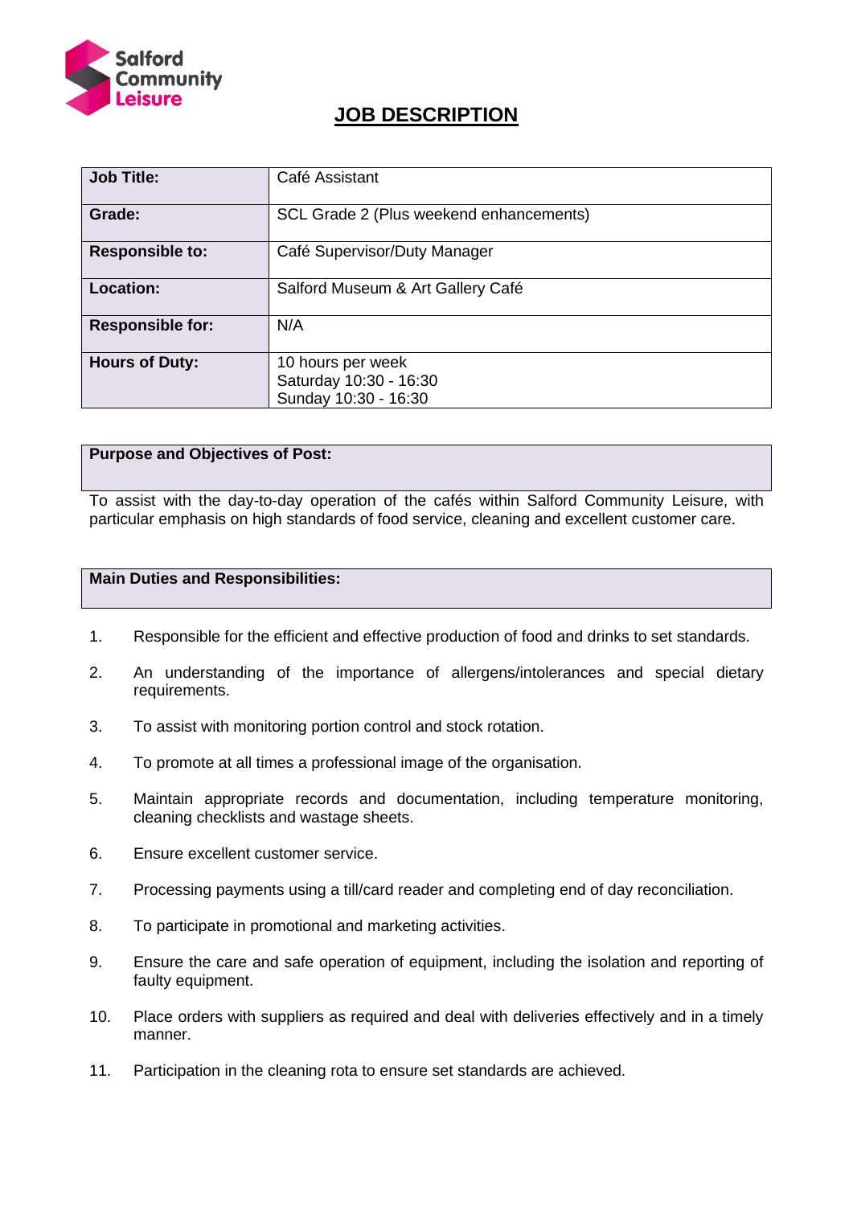Salford Community Leisure

# JOB DESCRIPTION

| | |
|---|---|
| **Job Title:** | Café Assistant |
| **Grade:** | SCL Grade 2 (Plus weekend enhancements) |
| **Responsible to:** | Café Supervisor/Duty Manager |
| **Location:** | Salford Museum & Art Gallery Café |
| **Responsible for:** | N/A |
| **Hours of Duty:** | 10 hours per week<br>Saturday 10:30 - 16:30<br>Sunday 10:30 - 16:30 |

**Purpose and Objectives of Post:**

To assist with the day-to-day operation of the cafés within Salford Community Leisure, with particular emphasis on high standards of food service, cleaning and excellent customer care.

**Main Duties and Responsibilities:**

1. Responsible for the efficient and effective production of food and drinks to set standards.
2. An understanding of the importance of allergens/intolerances and special dietary requirements.
3. To assist with monitoring portion control and stock rotation.
4. To promote at all times a professional image of the organisation.
5. Maintain appropriate records and documentation, including temperature monitoring, cleaning checklists and wastage sheets.
6. Ensure excellent customer service.
7. Processing payments using a till/card reader and completing end of day reconciliation.
8. To participate in promotional and marketing activities.
9. Ensure the care and safe operation of equipment, including the isolation and reporting of faulty equipment.
10. Place orders with suppliers as required and deal with deliveries effectively and in a timely manner.
11. Participation in the cleaning rota to ensure set standards are achieved.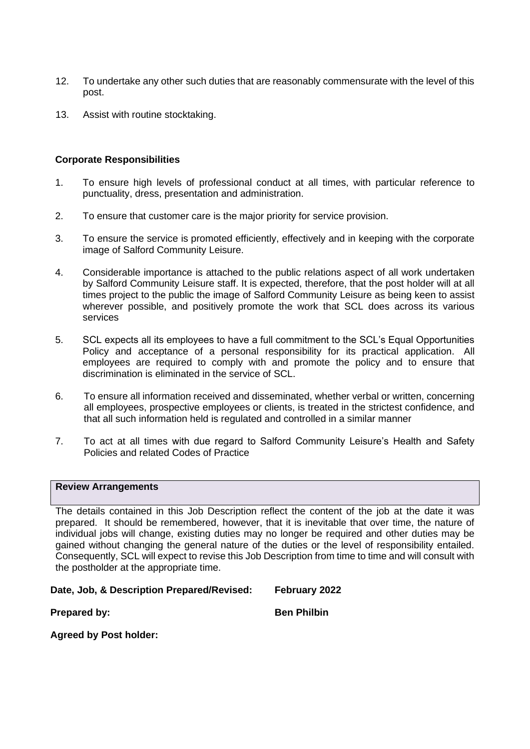12. To undertake any other such duties that are reasonably commensurate with the level of this post.

13. Assist with routine stocktaking.

**Corporate Responsibilities**

1. To ensure high levels of professional conduct at all times, with particular reference to punctuality, dress, presentation and administration.

2. To ensure that customer care is the major priority for service provision.

3. To ensure the service is promoted efficiently, effectively and in keeping with the corporate image of Salford Community Leisure.

4. Considerable importance is attached to the public relations aspect of all work undertaken by Salford Community Leisure staff. It is expected, therefore, that the post holder will at all times project to the public the image of Salford Community Leisure as being keen to assist wherever possible, and positively promote the work that SCL does across its various services

5. SCL expects all its employees to have a full commitment to the SCL's Equal Opportunities Policy and acceptance of a personal responsibility for its practical application. All employees are required to comply with and promote the policy and to ensure that discrimination is eliminated in the service of SCL.

6. To ensure all information received and disseminated, whether verbal or written, concerning all employees, prospective employees or clients, is treated in the strictest confidence, and that all such information held is regulated and controlled in a similar manner

7. To act at all times with due regard to Salford Community Leisure's Health and Safety Policies and related Codes of Practice

**Review Arrangements**

The details contained in this Job Description reflect the content of the job at the date it was prepared. It should be remembered, however, that it is inevitable that over time, the nature of individual jobs will change, existing duties may no longer be required and other duties may be gained without changing the general nature of the duties or the level of responsibility entailed. Consequently, SCL will expect to revise this Job Description from time to time and will consult with the postholder at the appropriate time.

**Date, Job, & Description Prepared/Revised:** **February 2022**

**Prepared by:** **Ben Philbin**

**Agreed by Post holder:**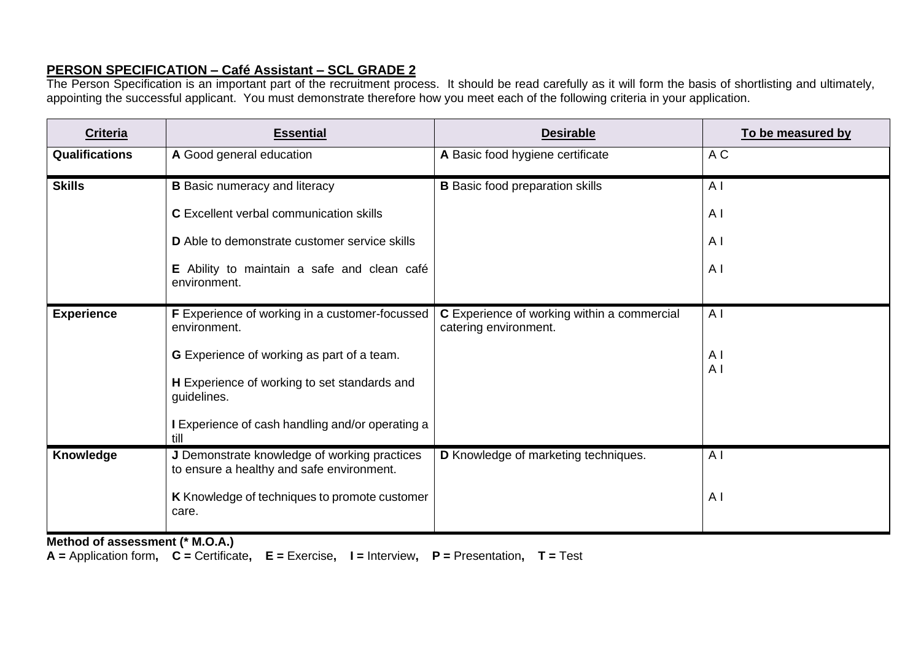## PERSON SPECIFICATION – Café Assistant – SCL GRADE 2

The Person Specification is an important part of the recruitment process. It should be read carefully as it will form the basis of shortlisting and ultimately, appointing the successful applicant. You must demonstrate therefore how you meet each of the following criteria in your application.

| Criteria | Essential | Desirable | To be measured by |
|---|---|---|---|
| **Qualifications** | **A** Good general education | **A** Basic food hygiene certificate | A C |
| **Skills** | **B** Basic numeracy and literacy | **B** Basic food preparation skills | A I |
| | **C** Excellent verbal communication skills | | A I |
| | **D** Able to demonstrate customer service skills | | A I |
| | **E** Ability to maintain a safe and clean café environment. | | A I |
| **Experience** | **F** Experience of working in a customer-focussed environment. | **C** Experience of working within a commercial catering environment. | A I |
| | **G** Experience of working as part of a team. | | A I |
| | **H** Experience of working to set standards and guidelines. | | A I |
| | **I** Experience of cash handling and/or operating a till | | |
| **Knowledge** | **J** Demonstrate knowledge of working practices to ensure a healthy and safe environment. | **D** Knowledge of marketing techniques. | A I |
| | **K** Knowledge of techniques to promote customer care. | | A I |

**Method of assessment (* M.O.A.)**

**A =** Application form, **C =** Certificate, **E =** Exercise, **I =** Interview, **P =** Presentation, **T =** Test